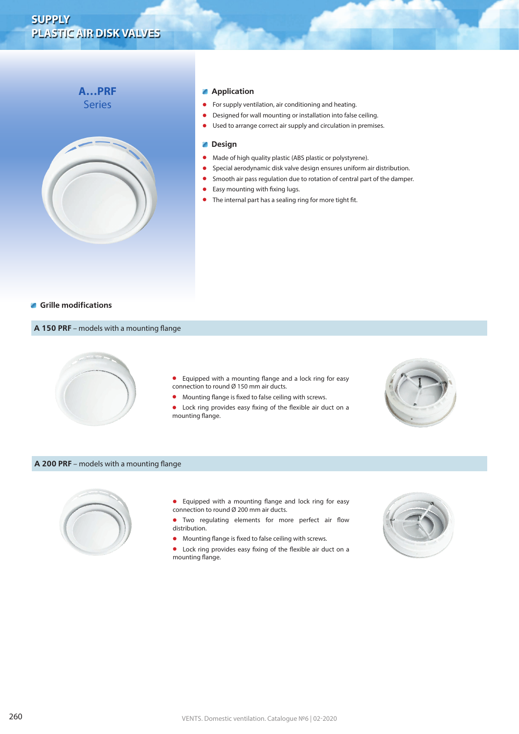# SUPPLY PLASTIC AIR DISK VALVES

## A…PRF Series

### Application

- For supply ventilation, air conditioning and heating.
- Designed for wall mounting or installation into false ceiling.
- Used to arrange correct air supply and circulation in premises.

### Design

- Made of high quality plastic (ABS plastic or polystyrene).
- Special aerodynamic disk valve design ensures uniform air distribution.
- Smooth air pass regulation due to rotation of central part of the damper.
- Easy mounting with fixing lugs.
- The internal part has a sealing ring for more tight fit.

### Grille modifications

**A 150 PRF** – models with a mounting flange

- Equipped with a mounting flange and a lock ring for easy connection to round Ø 150 mm air ducts.
- Mounting flange is fixed to false ceiling with screws.
- Lock ring provides easy fixing of the flexible air duct on a mounting flange.

**A 200 PRF** – models with a mounting flange

- Equipped with a mounting flange and lock ring for easy connection to round Ø 200 mm air ducts.
- Two regulating elements for more perfect air flow distribution.
- Mounting flange is fixed to false ceiling with screws.
- Lock ring provides easy fixing of the flexible air duct on a mounting flange.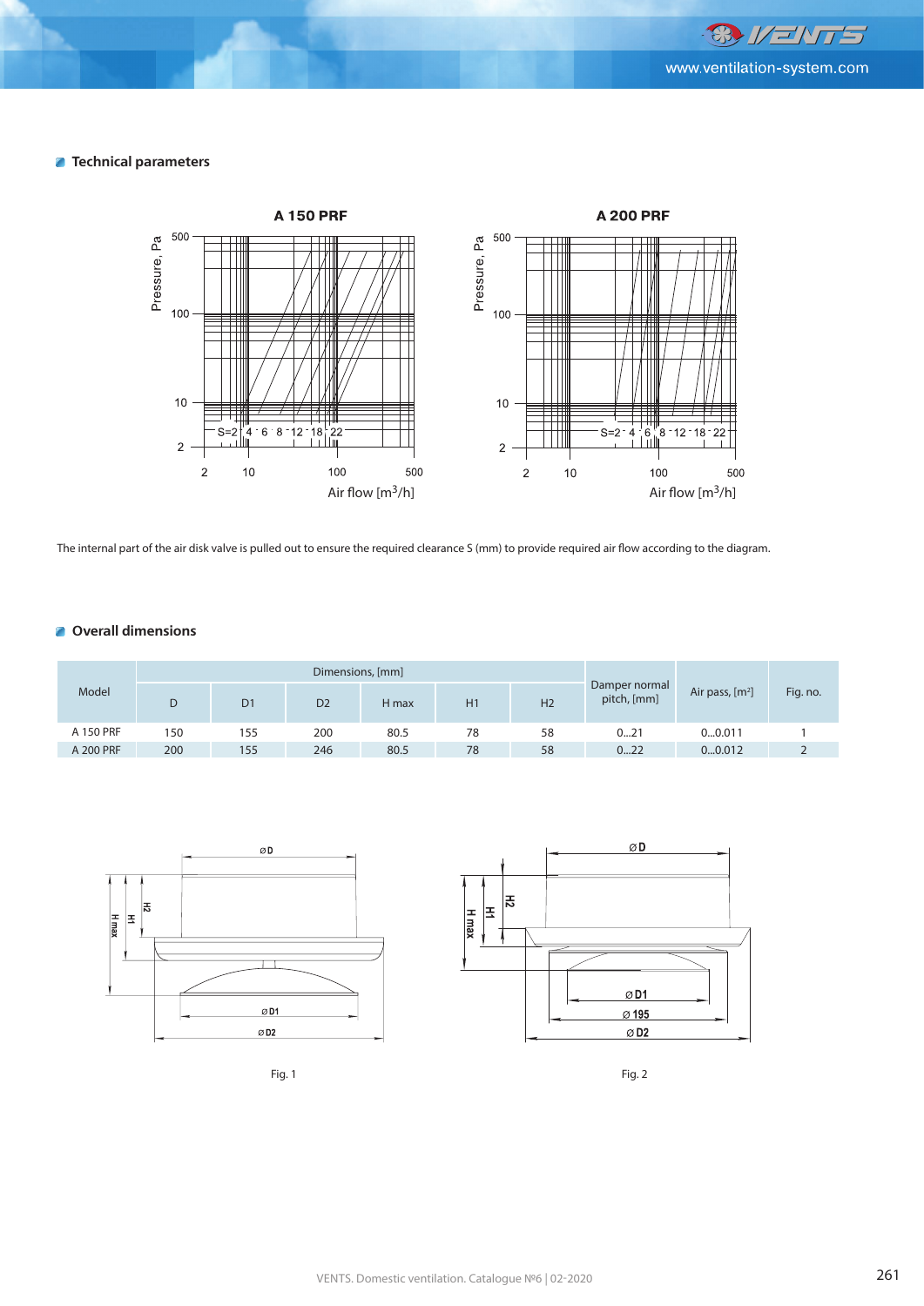## Technical parameters

**A 150 PRF**

Pressure, Pa

500
100
10
2

S=2 4 6 8 12 18 22

2 10 100 500

Air flow [m³/h]

**A 200 PRF**

Pressure, Pa

500
100
10
2

S=2 4 6 8 12 18 22

2 10 100 500

Air flow [m³/h]

The internal part of the air disk valve is pulled out to ensure the required clearance S (mm) to provide required air flow according to the diagram.

## Overall dimensions

| Model | Dimensions, [mm] | | | | | | Damper normal pitch, [mm] | Air pass, [m²] | Fig. no. |
|---|---|---|---|---|---|---|---|---|---|
| | D | D1 | D2 | H max | H1 | H2 | | | |
| A 150 PRF | 150 | 155 | 200 | 80.5 | 78 | 58 | 0...21 | 0...0.011 | 1 |
| A 200 PRF | 200 | 155 | 246 | 80.5 | 78 | 58 | 0...22 | 0...0.012 | 2 |

ø D
H max
H1
H2
ø D1
ø D2

Fig. 1

ø D
H max
H1
H2
ø D1
ø 195
ø D2

Fig. 2